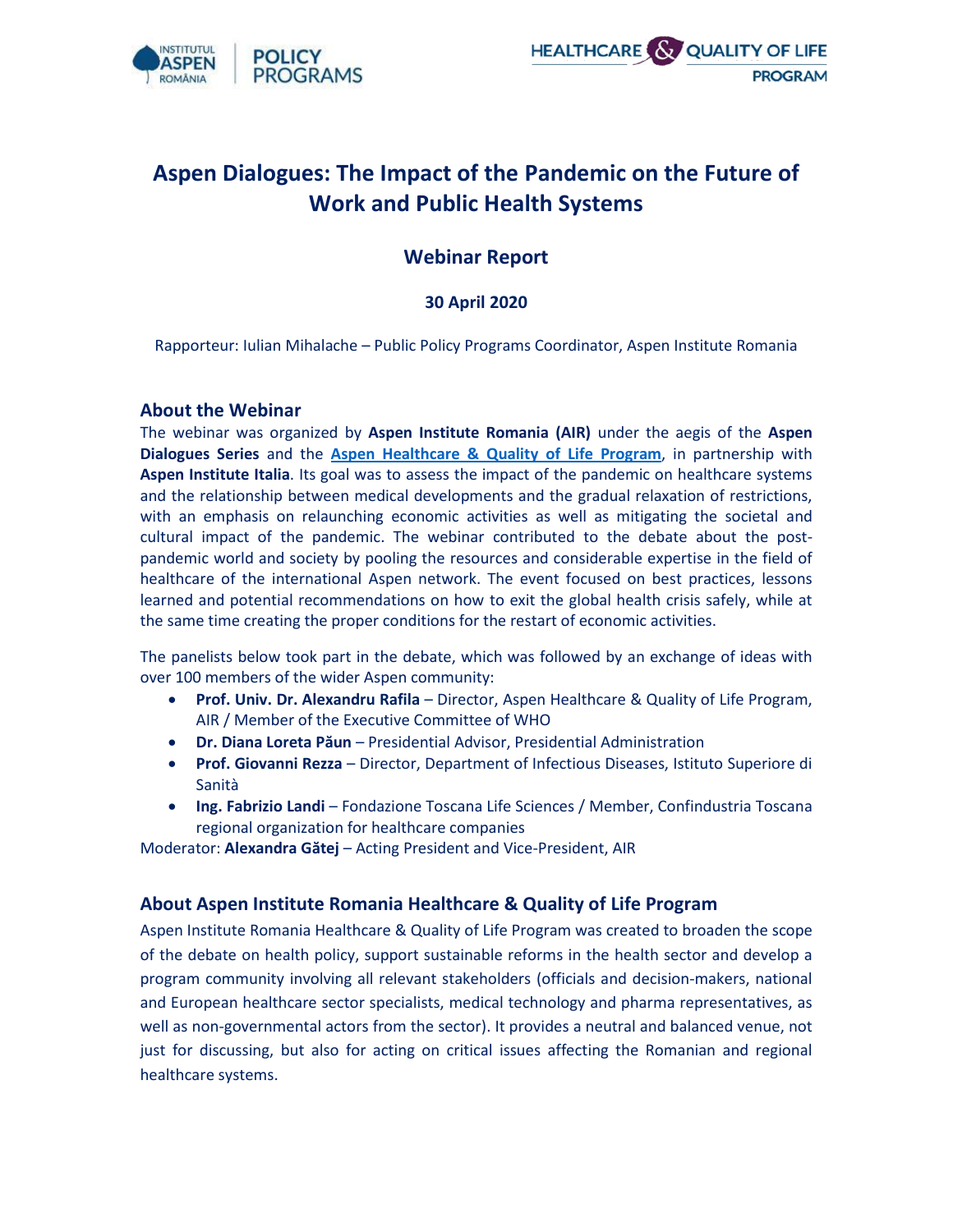# Aspen Dialogues: The Impact of the Pandemic on the Future of Work and Public Health Systems

## Webinar Report

**30 April 2020**

Rapporteur: Iulian Mihalache – Public Policy Programs Coordinator, Aspen Institute Romania

### About the Webinar

The webinar was organized by **Aspen Institute Romania (AIR)** under the aegis of the **Aspen Dialogues Series** and the **Aspen Healthcare & Quality of Life Program**, in partnership with **Aspen Institute Italia**. Its goal was to assess the impact of the pandemic on healthcare systems and the relationship between medical developments and the gradual relaxation of restrictions, with an emphasis on relaunching economic activities as well as mitigating the societal and cultural impact of the pandemic. The webinar contributed to the debate about the post-pandemic world and society by pooling the resources and considerable expertise in the field of healthcare of the international Aspen network. The event focused on best practices, lessons learned and potential recommendations on how to exit the global health crisis safely, while at the same time creating the proper conditions for the restart of economic activities.

The panelists below took part in the debate, which was followed by an exchange of ideas with over 100 members of the wider Aspen community:

- **Prof. Univ. Dr. Alexandru Rafila** – Director, Aspen Healthcare & Quality of Life Program, AIR / Member of the Executive Committee of WHO
- **Dr. Diana Loreta Păun** – Presidential Advisor, Presidential Administration
- **Prof. Giovanni Rezza** – Director, Department of Infectious Diseases, Istituto Superiore di Sanità
- **Ing. Fabrizio Landi** – Fondazione Toscana Life Sciences / Member, Confindustria Toscana regional organization for healthcare companies

Moderator: **Alexandra Gătej** – Acting President and Vice-President, AIR

### About Aspen Institute Romania Healthcare & Quality of Life Program

Aspen Institute Romania Healthcare & Quality of Life Program was created to broaden the scope of the debate on health policy, support sustainable reforms in the health sector and develop a program community involving all relevant stakeholders (officials and decision-makers, national and European healthcare sector specialists, medical technology and pharma representatives, as well as non-governmental actors from the sector). It provides a neutral and balanced venue, not just for discussing, but also for acting on critical issues affecting the Romanian and regional healthcare systems.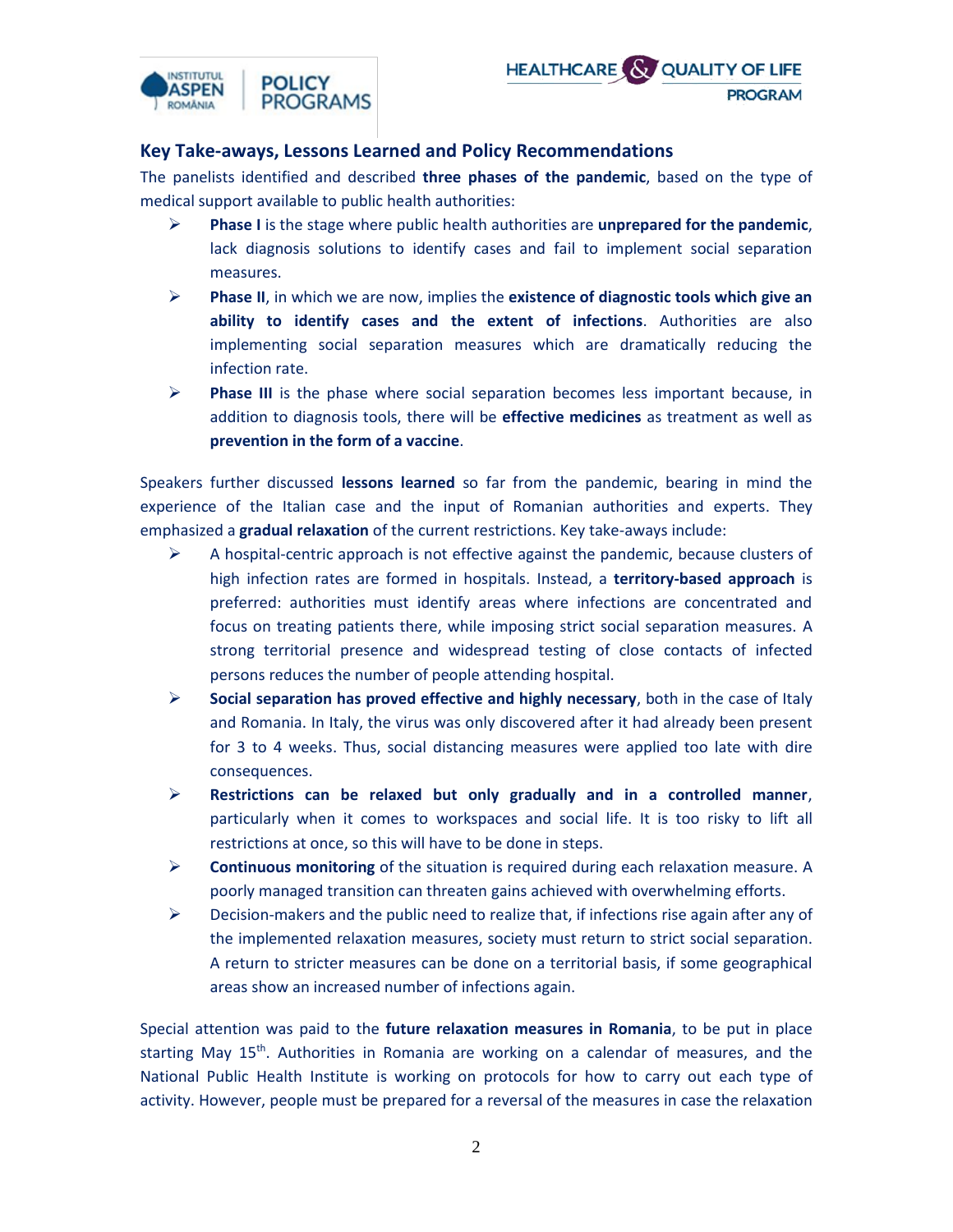## Key Take-aways, Lessons Learned and Policy Recommendations

The panelists identified and described **three phases of the pandemic**, based on the type of medical support available to public health authorities:

- **Phase I** is the stage where public health authorities are **unprepared for the pandemic**, lack diagnosis solutions to identify cases and fail to implement social separation measures.
- **Phase II**, in which we are now, implies the **existence of diagnostic tools which give an ability to identify cases and the extent of infections**. Authorities are also implementing social separation measures which are dramatically reducing the infection rate.
- **Phase III** is the phase where social separation becomes less important because, in addition to diagnosis tools, there will be **effective medicines** as treatment as well as **prevention in the form of a vaccine**.

Speakers further discussed **lessons learned** so far from the pandemic, bearing in mind the experience of the Italian case and the input of Romanian authorities and experts. They emphasized a **gradual relaxation** of the current restrictions. Key take-aways include:

- A hospital-centric approach is not effective against the pandemic, because clusters of high infection rates are formed in hospitals. Instead, a **territory-based approach** is preferred: authorities must identify areas where infections are concentrated and focus on treating patients there, while imposing strict social separation measures. A strong territorial presence and widespread testing of close contacts of infected persons reduces the number of people attending hospital.
- **Social separation has proved effective and highly necessary**, both in the case of Italy and Romania. In Italy, the virus was only discovered after it had already been present for 3 to 4 weeks. Thus, social distancing measures were applied too late with dire consequences.
- **Restrictions can be relaxed but only gradually and in a controlled manner**, particularly when it comes to workspaces and social life. It is too risky to lift all restrictions at once, so this will have to be done in steps.
- **Continuous monitoring** of the situation is required during each relaxation measure. A poorly managed transition can threaten gains achieved with overwhelming efforts.
- Decision-makers and the public need to realize that, if infections rise again after any of the implemented relaxation measures, society must return to strict social separation. A return to stricter measures can be done on a territorial basis, if some geographical areas show an increased number of infections again.

Special attention was paid to the **future relaxation measures in Romania**, to be put in place starting May 15th. Authorities in Romania are working on a calendar of measures, and the National Public Health Institute is working on protocols for how to carry out each type of activity. However, people must be prepared for a reversal of the measures in case the relaxation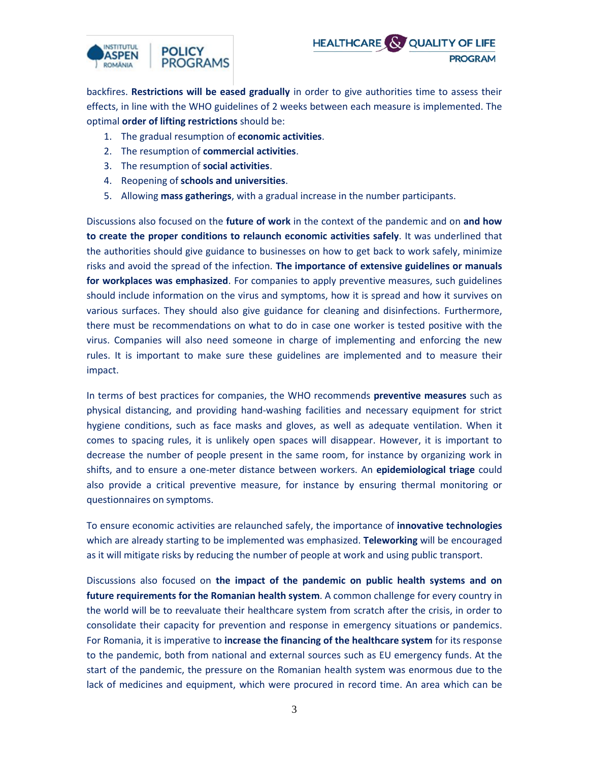backfires. **Restrictions will be eased gradually** in order to give authorities time to assess their effects, in line with the WHO guidelines of 2 weeks between each measure is implemented. The optimal **order of lifting restrictions** should be:

1. The gradual resumption of **economic activities**.
2. The resumption of **commercial activities**.
3. The resumption of **social activities**.
4. Reopening of **schools and universities**.
5. Allowing **mass gatherings**, with a gradual increase in the number participants.

Discussions also focused on the **future of work** in the context of the pandemic and on **and how to create the proper conditions to relaunch economic activities safely**. It was underlined that the authorities should give guidance to businesses on how to get back to work safely, minimize risks and avoid the spread of the infection. **The importance of extensive guidelines or manuals for workplaces was emphasized**. For companies to apply preventive measures, such guidelines should include information on the virus and symptoms, how it is spread and how it survives on various surfaces. They should also give guidance for cleaning and disinfections. Furthermore, there must be recommendations on what to do in case one worker is tested positive with the virus. Companies will also need someone in charge of implementing and enforcing the new rules. It is important to make sure these guidelines are implemented and to measure their impact.

In terms of best practices for companies, the WHO recommends **preventive measures** such as physical distancing, and providing hand-washing facilities and necessary equipment for strict hygiene conditions, such as face masks and gloves, as well as adequate ventilation. When it comes to spacing rules, it is unlikely open spaces will disappear. However, it is important to decrease the number of people present in the same room, for instance by organizing work in shifts, and to ensure a one-meter distance between workers. An **epidemiological triage** could also provide a critical preventive measure, for instance by ensuring thermal monitoring or questionnaires on symptoms.

To ensure economic activities are relaunched safely, the importance of **innovative technologies** which are already starting to be implemented was emphasized. **Teleworking** will be encouraged as it will mitigate risks by reducing the number of people at work and using public transport.

Discussions also focused on **the impact of the pandemic on public health systems and on future requirements for the Romanian health system**. A common challenge for every country in the world will be to reevaluate their healthcare system from scratch after the crisis, in order to consolidate their capacity for prevention and response in emergency situations or pandemics. For Romania, it is imperative to **increase the financing of the healthcare system** for its response to the pandemic, both from national and external sources such as EU emergency funds. At the start of the pandemic, the pressure on the Romanian health system was enormous due to the lack of medicines and equipment, which were procured in record time. An area which can be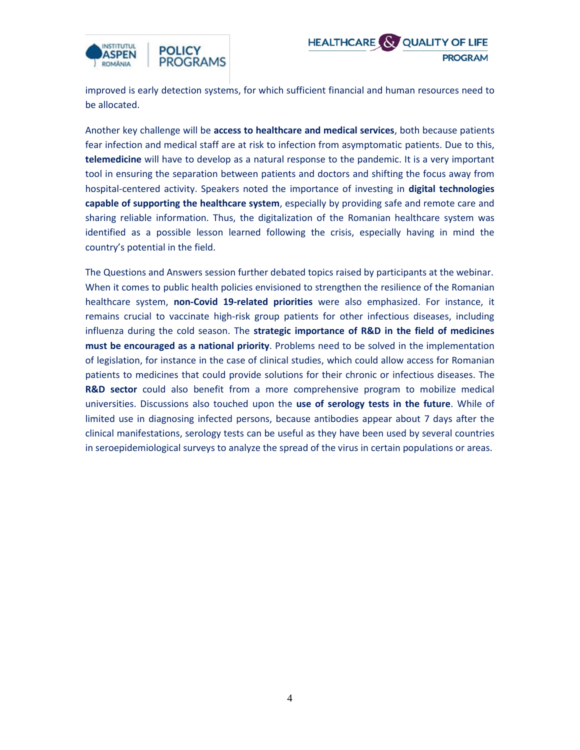improved is early detection systems, for which sufficient financial and human resources need to be allocated.

Another key challenge will be **access to healthcare and medical services**, both because patients fear infection and medical staff are at risk to infection from asymptomatic patients. Due to this, **telemedicine** will have to develop as a natural response to the pandemic. It is a very important tool in ensuring the separation between patients and doctors and shifting the focus away from hospital-centered activity. Speakers noted the importance of investing in **digital technologies capable of supporting the healthcare system**, especially by providing safe and remote care and sharing reliable information. Thus, the digitalization of the Romanian healthcare system was identified as a possible lesson learned following the crisis, especially having in mind the country's potential in the field.

The Questions and Answers session further debated topics raised by participants at the webinar. When it comes to public health policies envisioned to strengthen the resilience of the Romanian healthcare system, **non-Covid 19-related priorities** were also emphasized. For instance, it remains crucial to vaccinate high-risk group patients for other infectious diseases, including influenza during the cold season. The **strategic importance of R&D in the field of medicines must be encouraged as a national priority**. Problems need to be solved in the implementation of legislation, for instance in the case of clinical studies, which could allow access for Romanian patients to medicines that could provide solutions for their chronic or infectious diseases. The **R&D sector** could also benefit from a more comprehensive program to mobilize medical universities. Discussions also touched upon the **use of serology tests in the future**. While of limited use in diagnosing infected persons, because antibodies appear about 7 days after the clinical manifestations, serology tests can be useful as they have been used by several countries in seroepidemiological surveys to analyze the spread of the virus in certain populations or areas.